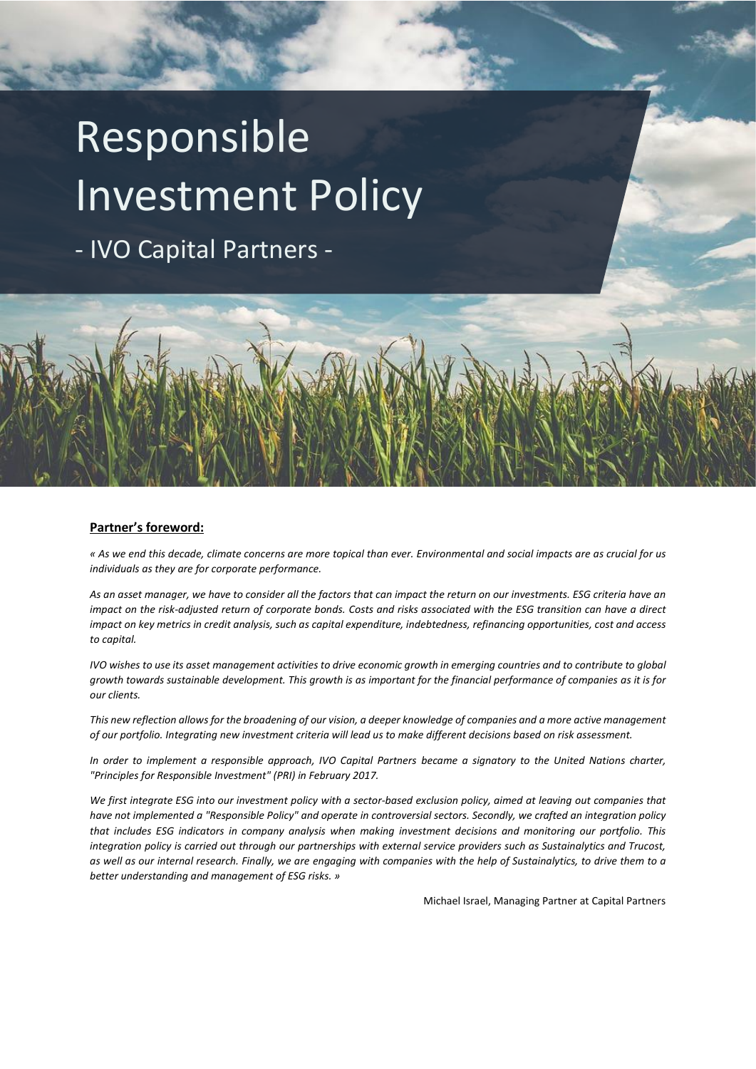# Responsible Investment Policy

## - IVO Capital Partners -

**Partner's foreword:**

*« As we end this decade, climate concerns are more topical than ever. Environmental and social impacts are as crucial for us individuals as they are for corporate performance.*

*As an asset manager, we have to consider all the factors that can impact the return on our investments. ESG criteria have an impact on the risk-adjusted return of corporate bonds. Costs and risks associated with the ESG transition can have a direct impact on key metrics in credit analysis, such as capital expenditure, indebtedness, refinancing opportunities, cost and access to capital.*

*IVO wishes to use its asset management activities to drive economic growth in emerging countries and to contribute to global growth towards sustainable development. This growth is as important for the financial performance of companies as it is for our clients.*

*This new reflection allows for the broadening of our vision, a deeper knowledge of companies and a more active management of our portfolio. Integrating new investment criteria will lead us to make different decisions based on risk assessment.*

*In order to implement a responsible approach, IVO Capital Partners became a signatory to the United Nations charter, "Principles for Responsible Investment" (PRI) in February 2017.*

*We first integrate ESG into our investment policy with a sector-based exclusion policy, aimed at leaving out companies that have not implemented a "Responsible Policy" and operate in controversial sectors. Secondly, we crafted an integration policy that includes ESG indicators in company analysis when making investment decisions and monitoring our portfolio. This integration policy is carried out through our partnerships with external service providers such as Sustainalytics and Trucost, as well as our internal research. Finally, we are engaging with companies with the help of Sustainalytics, to drive them to a better understanding and management of ESG risks. »*

Michael Israel, Managing Partner at Capital Partners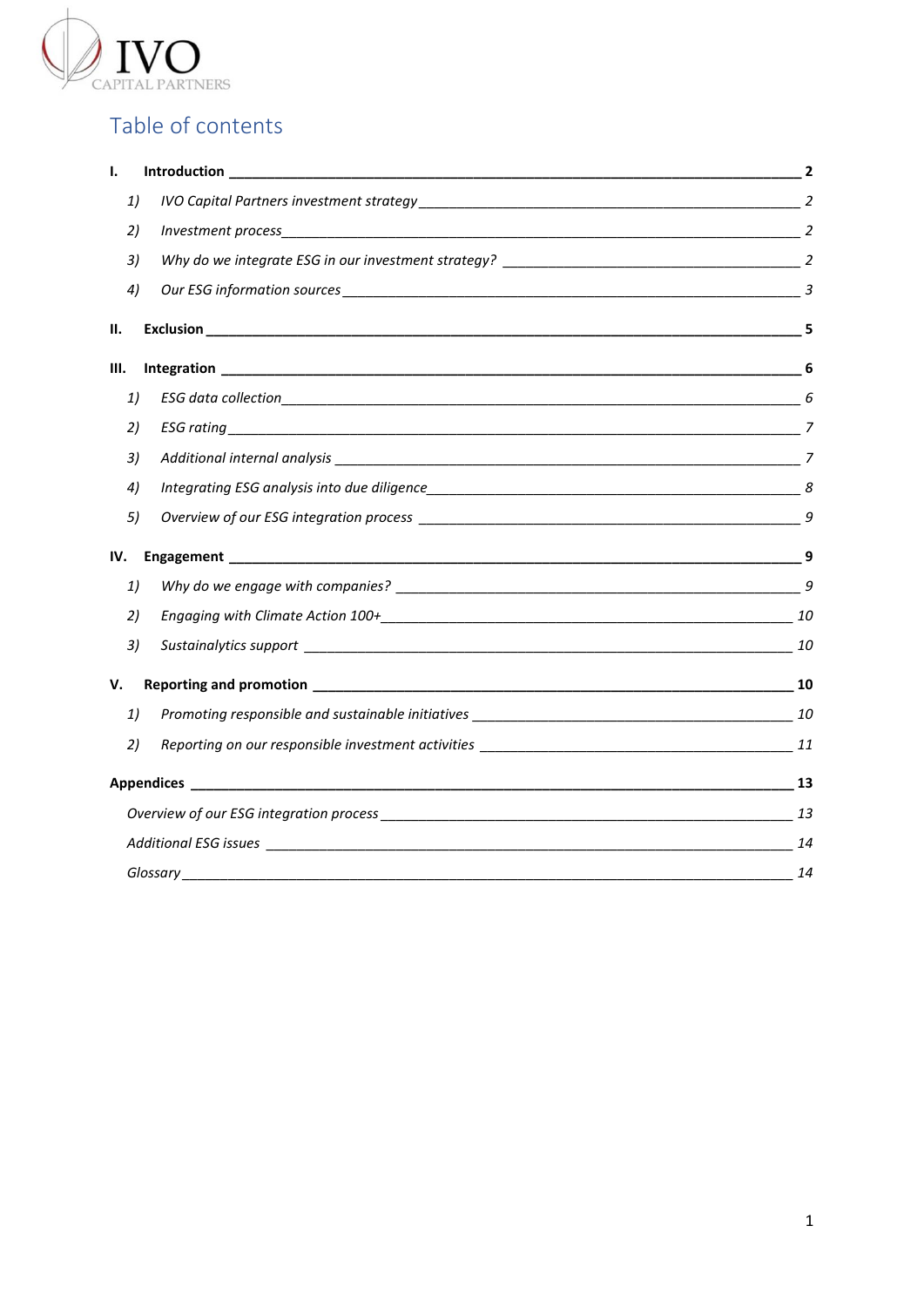# Table of contents

**I. Introduction** — **2**

1) *IVO Capital Partners investment strategy* — *2*
2) *Investment process* — *2*
3) *Why do we integrate ESG in our investment strategy?* — *2*
4) *Our ESG information sources* — *3*

**II. Exclusion** — **5**

**III. Integration** — **6**

1) *ESG data collection* — *6*
2) *ESG rating* — *7*
3) *Additional internal analysis* — *7*
4) *Integrating ESG analysis into due diligence* — *8*
5) *Overview of our ESG integration process* — *9*

**IV. Engagement** — **9**

1) *Why do we engage with companies?* — *9*
2) *Engaging with Climate Action 100+* — *10*
3) *Sustainalytics support* — *10*

**V. Reporting and promotion** — **10**

1) *Promoting responsible and sustainable initiatives* — *10*
2) *Reporting on our responsible investment activities* — *11*

**Appendices** — **13**

*Overview of our ESG integration process* — *13*

*Additional ESG issues* — *14*

*Glossary* — *14*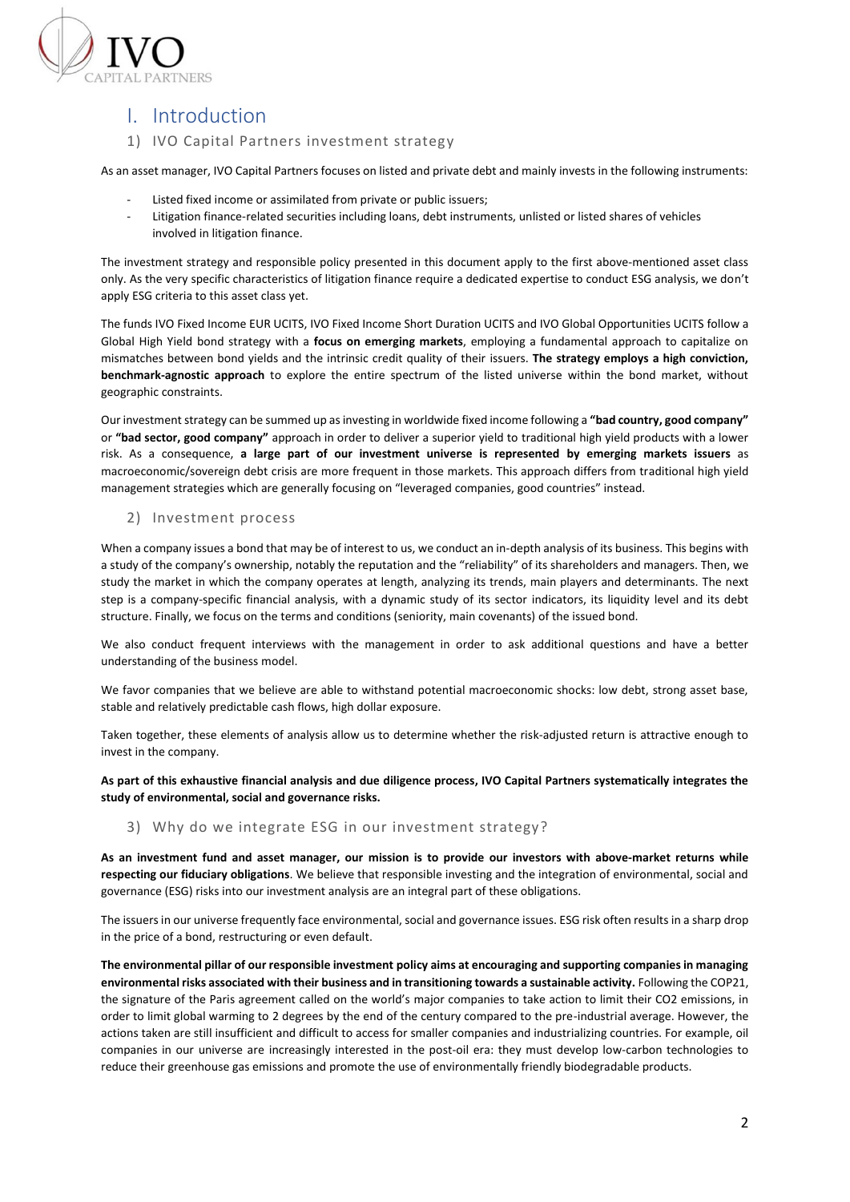# I. Introduction

## 1) IVO Capital Partners investment strategy

As an asset manager, IVO Capital Partners focuses on listed and private debt and mainly invests in the following instruments:

- Listed fixed income or assimilated from private or public issuers;
- Litigation finance-related securities including loans, debt instruments, unlisted or listed shares of vehicles involved in litigation finance.

The investment strategy and responsible policy presented in this document apply to the first above-mentioned asset class only. As the very specific characteristics of litigation finance require a dedicated expertise to conduct ESG analysis, we don't apply ESG criteria to this asset class yet.

The funds IVO Fixed Income EUR UCITS, IVO Fixed Income Short Duration UCITS and IVO Global Opportunities UCITS follow a Global High Yield bond strategy with a **focus on emerging markets**, employing a fundamental approach to capitalize on mismatches between bond yields and the intrinsic credit quality of their issuers. **The strategy employs a high conviction, benchmark-agnostic approach** to explore the entire spectrum of the listed universe within the bond market, without geographic constraints.

Our investment strategy can be summed up as investing in worldwide fixed income following a **"bad country, good company"** or **"bad sector, good company"** approach in order to deliver a superior yield to traditional high yield products with a lower risk. As a consequence, **a large part of our investment universe is represented by emerging markets issuers** as macroeconomic/sovereign debt crisis are more frequent in those markets. This approach differs from traditional high yield management strategies which are generally focusing on "leveraged companies, good countries" instead.

## 2) Investment process

When a company issues a bond that may be of interest to us, we conduct an in-depth analysis of its business. This begins with a study of the company's ownership, notably the reputation and the "reliability" of its shareholders and managers. Then, we study the market in which the company operates at length, analyzing its trends, main players and determinants. The next step is a company-specific financial analysis, with a dynamic study of its sector indicators, its liquidity level and its debt structure. Finally, we focus on the terms and conditions (seniority, main covenants) of the issued bond.

We also conduct frequent interviews with the management in order to ask additional questions and have a better understanding of the business model.

We favor companies that we believe are able to withstand potential macroeconomic shocks: low debt, strong asset base, stable and relatively predictable cash flows, high dollar exposure.

Taken together, these elements of analysis allow us to determine whether the risk-adjusted return is attractive enough to invest in the company.

**As part of this exhaustive financial analysis and due diligence process, IVO Capital Partners systematically integrates the study of environmental, social and governance risks.**

## 3) Why do we integrate ESG in our investment strategy?

**As an investment fund and asset manager, our mission is to provide our investors with above-market returns while respecting our fiduciary obligations**. We believe that responsible investing and the integration of environmental, social and governance (ESG) risks into our investment analysis are an integral part of these obligations.

The issuers in our universe frequently face environmental, social and governance issues. ESG risk often results in a sharp drop in the price of a bond, restructuring or even default.

**The environmental pillar of our responsible investment policy aims at encouraging and supporting companies in managing environmental risks associated with their business and in transitioning towards a sustainable activity.** Following the COP21, the signature of the Paris agreement called on the world's major companies to take action to limit their $CO_2$ emissions, in order to limit global warming to 2 degrees by the end of the century compared to the pre-industrial average. However, the actions taken are still insufficient and difficult to access for smaller companies and industrializing countries. For example, oil companies in our universe are increasingly interested in the post-oil era: they must develop low-carbon technologies to reduce their greenhouse gas emissions and promote the use of environmentally friendly biodegradable products.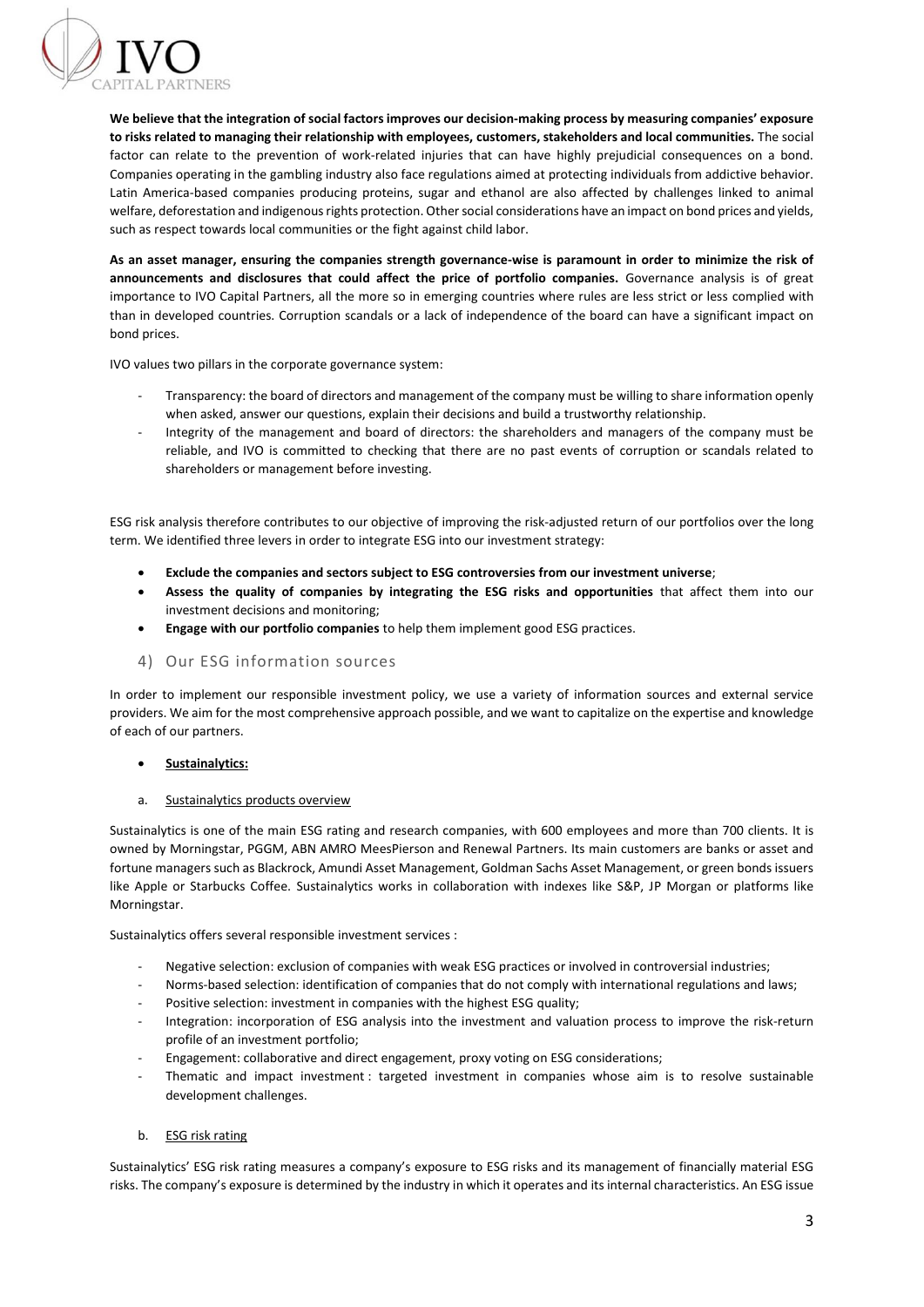**We believe that the integration of social factors improves our decision-making process by measuring companies' exposure to risks related to managing their relationship with employees, customers, stakeholders and local communities.** The social factor can relate to the prevention of work-related injuries that can have highly prejudicial consequences on a bond. Companies operating in the gambling industry also face regulations aimed at protecting individuals from addictive behavior. Latin America-based companies producing proteins, sugar and ethanol are also affected by challenges linked to animal welfare, deforestation and indigenous rights protection. Other social considerations have an impact on bond prices and yields, such as respect towards local communities or the fight against child labor.

**As an asset manager, ensuring the companies strength governance-wise is paramount in order to minimize the risk of announcements and disclosures that could affect the price of portfolio companies.** Governance analysis is of great importance to IVO Capital Partners, all the more so in emerging countries where rules are less strict or less complied with than in developed countries. Corruption scandals or a lack of independence of the board can have a significant impact on bond prices.

IVO values two pillars in the corporate governance system:

- Transparency: the board of directors and management of the company must be willing to share information openly when asked, answer our questions, explain their decisions and build a trustworthy relationship.
- Integrity of the management and board of directors: the shareholders and managers of the company must be reliable, and IVO is committed to checking that there are no past events of corruption or scandals related to shareholders or management before investing.

ESG risk analysis therefore contributes to our objective of improving the risk-adjusted return of our portfolios over the long term. We identified three levers in order to integrate ESG into our investment strategy:

- **Exclude the companies and sectors subject to ESG controversies from our investment universe**;
- **Assess the quality of companies by integrating the ESG risks and opportunities** that affect them into our investment decisions and monitoring;
- **Engage with our portfolio companies** to help them implement good ESG practices.

## 4) Our ESG information sources

In order to implement our responsible investment policy, we use a variety of information sources and external service providers. We aim for the most comprehensive approach possible, and we want to capitalize on the expertise and knowledge of each of our partners.

- **Sustainalytics:**

a. Sustainalytics products overview

Sustainalytics is one of the main ESG rating and research companies, with 600 employees and more than 700 clients. It is owned by Morningstar, PGGM, ABN AMRO MeesPierson and Renewal Partners. Its main customers are banks or asset and fortune managers such as Blackrock, Amundi Asset Management, Goldman Sachs Asset Management, or green bonds issuers like Apple or Starbucks Coffee. Sustainalytics works in collaboration with indexes like S&P, JP Morgan or platforms like Morningstar.

Sustainalytics offers several responsible investment services :

- Negative selection: exclusion of companies with weak ESG practices or involved in controversial industries;
- Norms-based selection: identification of companies that do not comply with international regulations and laws;
- Positive selection: investment in companies with the highest ESG quality;
- Integration: incorporation of ESG analysis into the investment and valuation process to improve the risk-return profile of an investment portfolio;
- Engagement: collaborative and direct engagement, proxy voting on ESG considerations;
- Thematic and impact investment : targeted investment in companies whose aim is to resolve sustainable development challenges.

b. ESG risk rating

Sustainalytics' ESG risk rating measures a company's exposure to ESG risks and its management of financially material ESG risks. The company's exposure is determined by the industry in which it operates and its internal characteristics. An ESG issue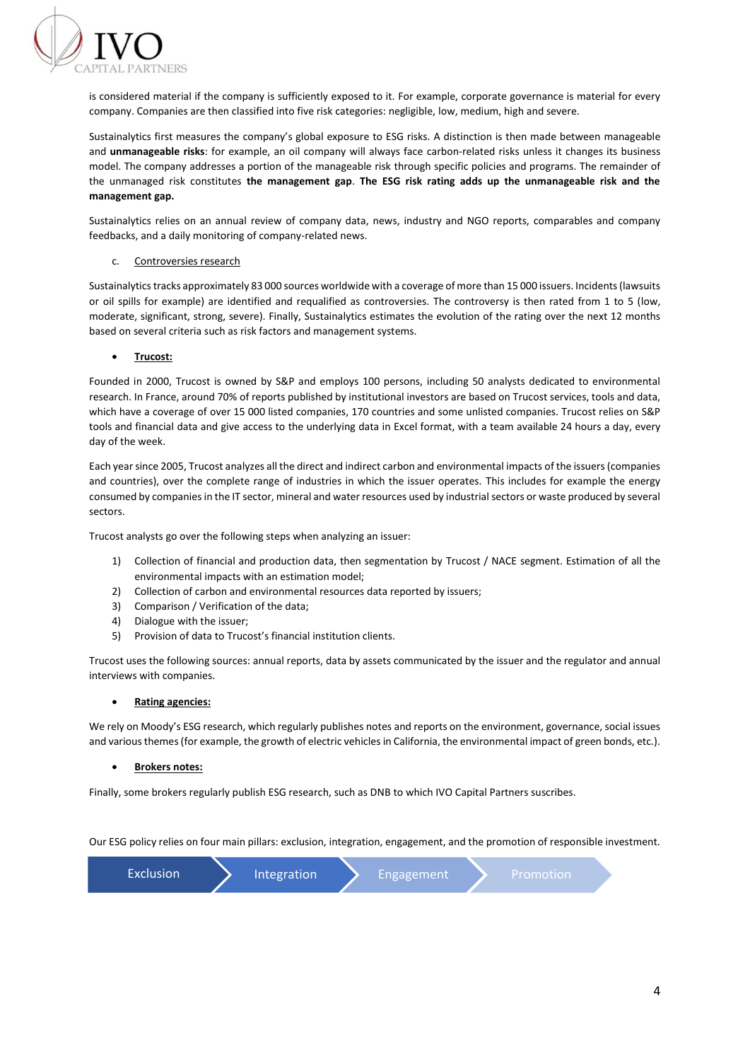is considered material if the company is sufficiently exposed to it. For example, corporate governance is material for every company. Companies are then classified into five risk categories: negligible, low, medium, high and severe.

Sustainalytics first measures the company's global exposure to ESG risks. A distinction is then made between manageable and **unmanageable risks**: for example, an oil company will always face carbon-related risks unless it changes its business model. The company addresses a portion of the manageable risk through specific policies and programs. The remainder of the unmanaged risk constitutes **the management gap**. **The ESG risk rating adds up the unmanageable risk and the management gap.**

Sustainalytics relies on an annual review of company data, news, industry and NGO reports, comparables and company feedbacks, and a daily monitoring of company-related news.

c. Controversies research

Sustainalytics tracks approximately 83 000 sources worldwide with a coverage of more than 15 000 issuers. Incidents (lawsuits or oil spills for example) are identified and requalified as controversies. The controversy is then rated from 1 to 5 (low, moderate, significant, strong, severe). Finally, Sustainalytics estimates the evolution of the rating over the next 12 months based on several criteria such as risk factors and management systems.

- **Trucost:**

Founded in 2000, Trucost is owned by S&P and employs 100 persons, including 50 analysts dedicated to environmental research. In France, around 70% of reports published by institutional investors are based on Trucost services, tools and data, which have a coverage of over 15 000 listed companies, 170 countries and some unlisted companies. Trucost relies on S&P tools and financial data and give access to the underlying data in Excel format, with a team available 24 hours a day, every day of the week.

Each year since 2005, Trucost analyzes all the direct and indirect carbon and environmental impacts of the issuers (companies and countries), over the complete range of industries in which the issuer operates. This includes for example the energy consumed by companies in the IT sector, mineral and water resources used by industrial sectors or waste produced by several sectors.

Trucost analysts go over the following steps when analyzing an issuer:

1) Collection of financial and production data, then segmentation by Trucost / NACE segment. Estimation of all the environmental impacts with an estimation model;
2) Collection of carbon and environmental resources data reported by issuers;
3) Comparison / Verification of the data;
4) Dialogue with the issuer;
5) Provision of data to Trucost's financial institution clients.

Trucost uses the following sources: annual reports, data by assets communicated by the issuer and the regulator and annual interviews with companies.

- **Rating agencies:**

We rely on Moody's ESG research, which regularly publishes notes and reports on the environment, governance, social issues and various themes (for example, the growth of electric vehicles in California, the environmental impact of green bonds, etc.).

- **Brokers notes:**

Finally, some brokers regularly publish ESG research, such as DNB to which IVO Capital Partners suscribes.

Our ESG policy relies on four main pillars: exclusion, integration, engagement, and the promotion of responsible investment.

Exclusion → Integration → Engagement → Promotion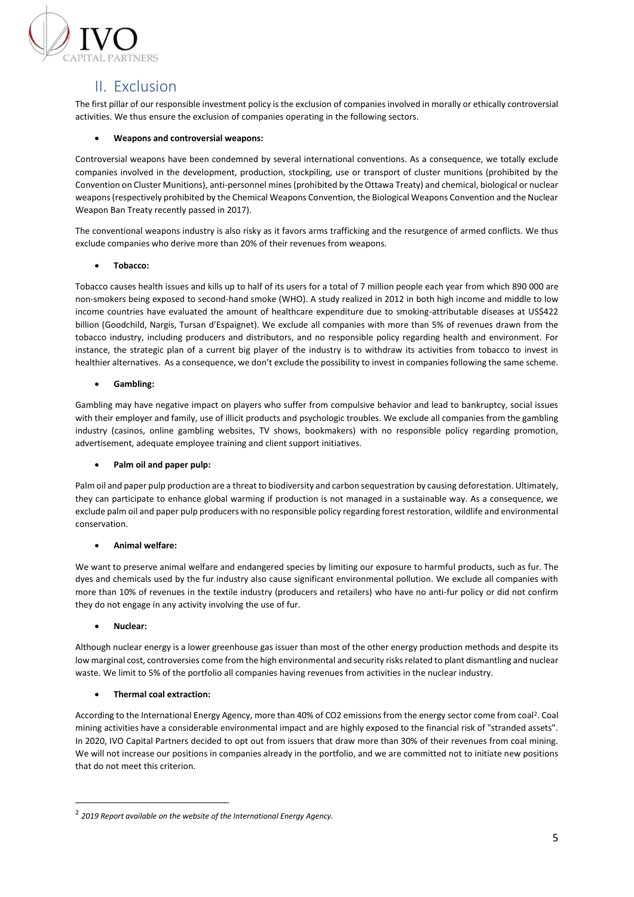## II. Exclusion

The first pillar of our responsible investment policy is the exclusion of companies involved in morally or ethically controversial activities. We thus ensure the exclusion of companies operating in the following sectors.

- **Weapons and controversial weapons:**

Controversial weapons have been condemned by several international conventions. As a consequence, we totally exclude companies involved in the development, production, stockpiling, use or transport of cluster munitions (prohibited by the Convention on Cluster Munitions), anti-personnel mines (prohibited by the Ottawa Treaty) and chemical, biological or nuclear weapons (respectively prohibited by the Chemical Weapons Convention, the Biological Weapons Convention and the Nuclear Weapon Ban Treaty recently passed in 2017).

The conventional weapons industry is also risky as it favors arms trafficking and the resurgence of armed conflicts. We thus exclude companies who derive more than 20% of their revenues from weapons.

- **Tobacco:**

Tobacco causes health issues and kills up to half of its users for a total of 7 million people each year from which 890 000 are non-smokers being exposed to second-hand smoke (WHO). A study realized in 2012 in both high income and middle to low income countries have evaluated the amount of healthcare expenditure due to smoking-attributable diseases at US$422 billion (Goodchild, Nargis, Tursan d'Espaignet). We exclude all companies with more than 5% of revenues drawn from the tobacco industry, including producers and distributors, and no responsible policy regarding health and environment. For instance, the strategic plan of a current big player of the industry is to withdraw its activities from tobacco to invest in healthier alternatives. As a consequence, we don't exclude the possibility to invest in companies following the same scheme.

- **Gambling:**

Gambling may have negative impact on players who suffer from compulsive behavior and lead to bankruptcy, social issues with their employer and family, use of illicit products and psychologic troubles. We exclude all companies from the gambling industry (casinos, online gambling websites, TV shows, bookmakers) with no responsible policy regarding promotion, advertisement, adequate employee training and client support initiatives.

- **Palm oil and paper pulp:**

Palm oil and paper pulp production are a threat to biodiversity and carbon sequestration by causing deforestation. Ultimately, they can participate to enhance global warming if production is not managed in a sustainable way. As a consequence, we exclude palm oil and paper pulp producers with no responsible policy regarding forest restoration, wildlife and environmental conservation.

- **Animal welfare:**

We want to preserve animal welfare and endangered species by limiting our exposure to harmful products, such as fur. The dyes and chemicals used by the fur industry also cause significant environmental pollution. We exclude all companies with more than 10% of revenues in the textile industry (producers and retailers) who have no anti-fur policy or did not confirm they do not engage in any activity involving the use of fur.

- **Nuclear:**

Although nuclear energy is a lower greenhouse gas issuer than most of the other energy production methods and despite its low marginal cost, controversies come from the high environmental and security risks related to plant dismantling and nuclear waste. We limit to 5% of the portfolio all companies having revenues from activities in the nuclear industry.

- **Thermal coal extraction:**

According to the International Energy Agency, more than 40% of CO2 emissions from the energy sector come from coal[2]. Coal mining activities have a considerable environmental impact and are highly exposed to the financial risk of "stranded assets". In 2020, IVO Capital Partners decided to opt out from issuers that draw more than 30% of their revenues from coal mining. We will not increase our positions in companies already in the portfolio, and we are committed not to initiate new positions that do not meet this criterion.

---

[2] *2019 Report available on the website of the International Energy Agency.*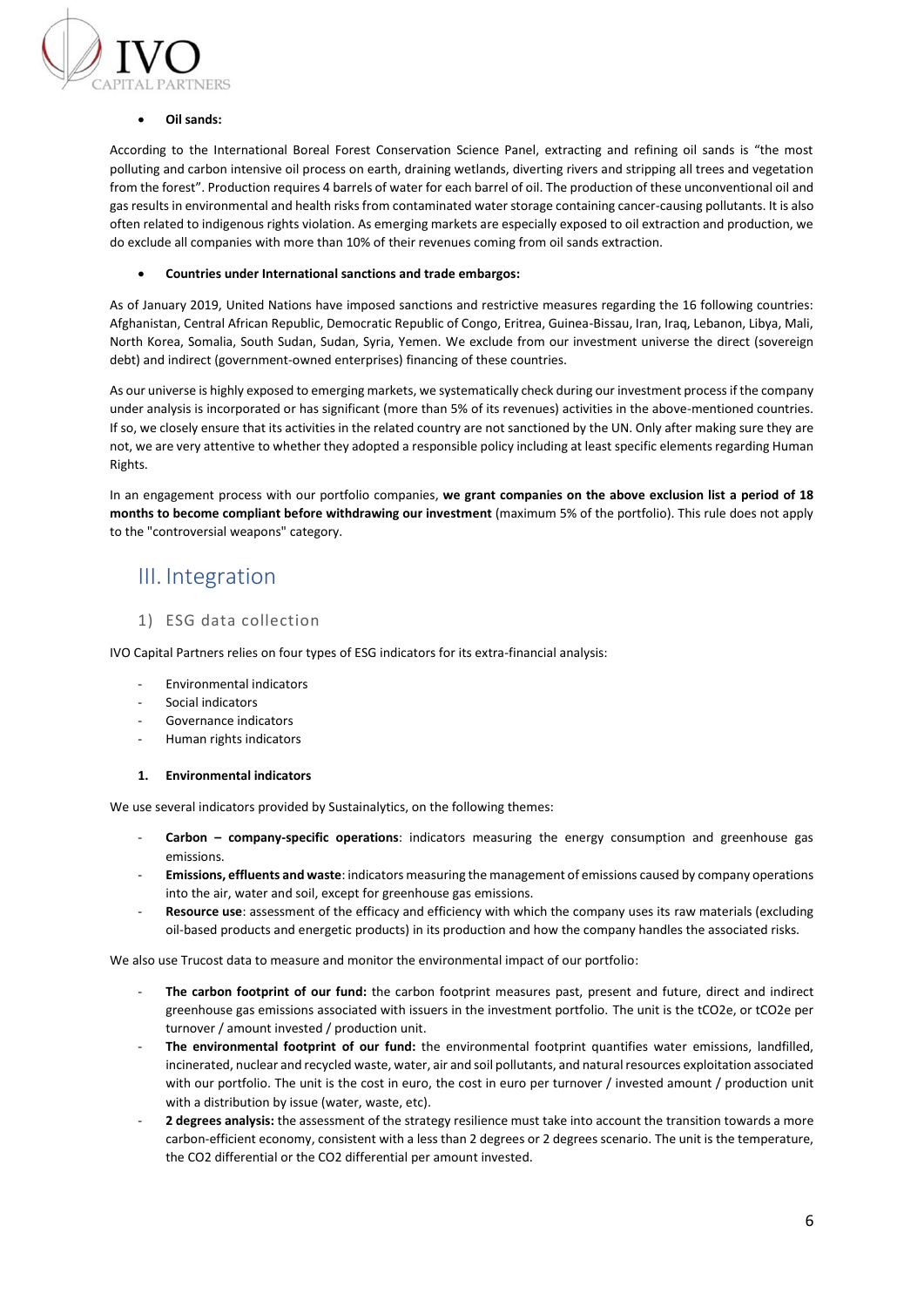- **Oil sands:**

According to the International Boreal Forest Conservation Science Panel, extracting and refining oil sands is "the most polluting and carbon intensive oil process on earth, draining wetlands, diverting rivers and stripping all trees and vegetation from the forest". Production requires 4 barrels of water for each barrel of oil. The production of these unconventional oil and gas results in environmental and health risks from contaminated water storage containing cancer-causing pollutants. It is also often related to indigenous rights violation. As emerging markets are especially exposed to oil extraction and production, we do exclude all companies with more than 10% of their revenues coming from oil sands extraction.

- **Countries under International sanctions and trade embargos:**

As of January 2019, United Nations have imposed sanctions and restrictive measures regarding the 16 following countries: Afghanistan, Central African Republic, Democratic Republic of Congo, Eritrea, Guinea-Bissau, Iran, Iraq, Lebanon, Libya, Mali, North Korea, Somalia, South Sudan, Sudan, Syria, Yemen. We exclude from our investment universe the direct (sovereign debt) and indirect (government-owned enterprises) financing of these countries.

As our universe is highly exposed to emerging markets, we systematically check during our investment process if the company under analysis is incorporated or has significant (more than 5% of its revenues) activities in the above-mentioned countries. If so, we closely ensure that its activities in the related country are not sanctioned by the UN. Only after making sure they are not, we are very attentive to whether they adopted a responsible policy including at least specific elements regarding Human Rights.

In an engagement process with our portfolio companies, **we grant companies on the above exclusion list a period of 18 months to become compliant before withdrawing our investment** (maximum 5% of the portfolio). This rule does not apply to the "controversial weapons" category.

# III. Integration

## 1) ESG data collection

IVO Capital Partners relies on four types of ESG indicators for its extra-financial analysis:

- Environmental indicators
- Social indicators
- Governance indicators
- Human rights indicators

### 1. Environmental indicators

We use several indicators provided by Sustainalytics, on the following themes:

- **Carbon – company-specific operations**: indicators measuring the energy consumption and greenhouse gas emissions.
- **Emissions, effluents and waste**: indicators measuring the management of emissions caused by company operations into the air, water and soil, except for greenhouse gas emissions.
- **Resource use**: assessment of the efficacy and efficiency with which the company uses its raw materials (excluding oil-based products and energetic products) in its production and how the company handles the associated risks.

We also use Trucost data to measure and monitor the environmental impact of our portfolio:

- **The carbon footprint of our fund:** the carbon footprint measures past, present and future, direct and indirect greenhouse gas emissions associated with issuers in the investment portfolio. The unit is the $tCO_2e$, or $tCO_2e$ per turnover / amount invested / production unit.
- **The environmental footprint of our fund:** the environmental footprint quantifies water emissions, landfilled, incinerated, nuclear and recycled waste, water, air and soil pollutants, and natural resources exploitation associated with our portfolio. The unit is the cost in euro, the cost in euro per turnover / invested amount / production unit with a distribution by issue (water, waste, etc).
- **2 degrees analysis:** the assessment of the strategy resilience must take into account the transition towards a more carbon-efficient economy, consistent with a less than 2 degrees or 2 degrees scenario. The unit is the temperature, the $CO_2$ differential or the $CO_2$ differential per amount invested.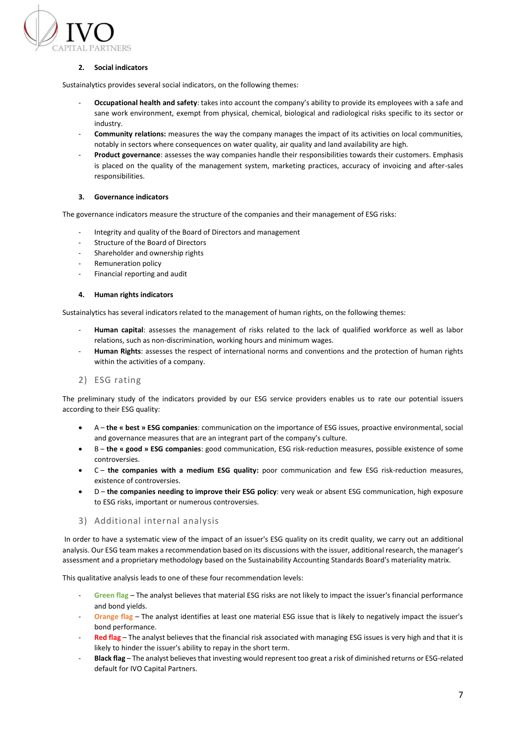#### 2. Social indicators

Sustainalytics provides several social indicators, on the following themes:

- **Occupational health and safety**: takes into account the company's ability to provide its employees with a safe and sane work environment, exempt from physical, chemical, biological and radiological risks specific to its sector or industry.
- **Community relations:** measures the way the company manages the impact of its activities on local communities, notably in sectors where consequences on water quality, air quality and land availability are high.
- **Product governance**: assesses the way companies handle their responsibilities towards their customers. Emphasis is placed on the quality of the management system, marketing practices, accuracy of invoicing and after-sales responsibilities.

#### 3. Governance indicators

The governance indicators measure the structure of the companies and their management of ESG risks:

- Integrity and quality of the Board of Directors and management
- Structure of the Board of Directors
- Shareholder and ownership rights
- Remuneration policy
- Financial reporting and audit

#### 4. Human rights indicators

Sustainalytics has several indicators related to the management of human rights, on the following themes:

- **Human capital**: assesses the management of risks related to the lack of qualified workforce as well as labor relations, such as non-discrimination, working hours and minimum wages.
- **Human Rights**: assesses the respect of international norms and conventions and the protection of human rights within the activities of a company.

### 2) ESG rating

The preliminary study of the indicators provided by our ESG service providers enables us to rate our potential issuers according to their ESG quality:

- A – **the « best » ESG companies**: communication on the importance of ESG issues, proactive environmental, social and governance measures that are an integrant part of the company's culture.
- B – **the « good » ESG companies**: good communication, ESG risk-reduction measures, possible existence of some controversies.
- C – **the companies with a medium ESG quality:** poor communication and few ESG risk-reduction measures, existence of controversies.
- D – **the companies needing to improve their ESG policy**: very weak or absent ESG communication, high exposure to ESG risks, important or numerous controversies.

### 3) Additional internal analysis

In order to have a systematic view of the impact of an issuer's ESG quality on its credit quality, we carry out an additional analysis. Our ESG team makes a recommendation based on its discussions with the issuer, additional research, the manager's assessment and a proprietary methodology based on the Sustainability Accounting Standards Board's materiality matrix.

This qualitative analysis leads to one of these four recommendation levels:

- **Green flag** – The analyst believes that material ESG risks are not likely to impact the issuer's financial performance and bond yields.
- **Orange flag** – The analyst identifies at least one material ESG issue that is likely to negatively impact the issuer's bond performance.
- **Red flag** – The analyst believes that the financial risk associated with managing ESG issues is very high and that it is likely to hinder the issuer's ability to repay in the short term.
- **Black flag** – The analyst believes that investing would represent too great a risk of diminished returns or ESG-related default for IVO Capital Partners.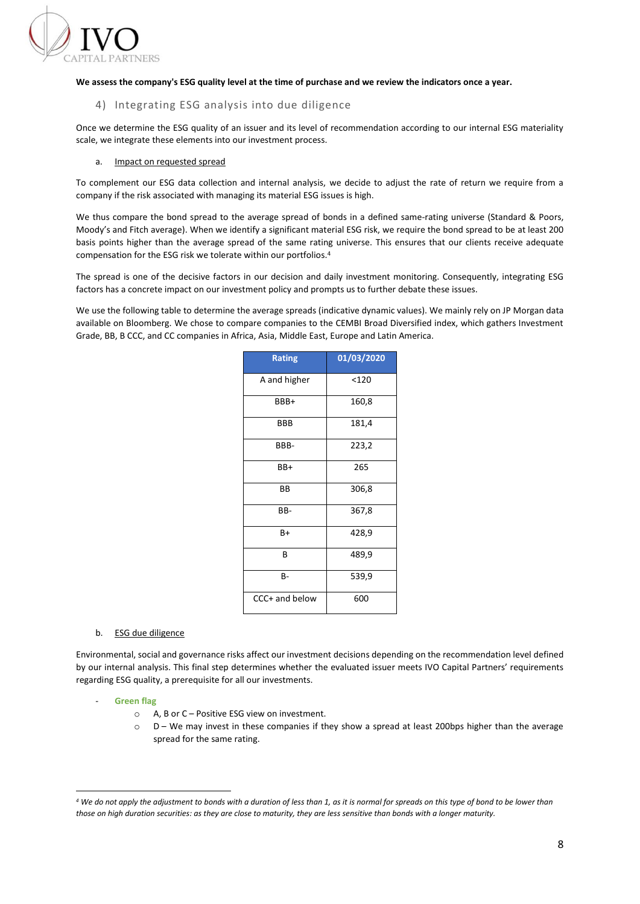**We assess the company's ESG quality level at the time of purchase and we review the indicators once a year.**

### 4) Integrating ESG analysis into due diligence

Once we determine the ESG quality of an issuer and its level of recommendation according to our internal ESG materiality scale, we integrate these elements into our investment process.

a. Impact on requested spread

To complement our ESG data collection and internal analysis, we decide to adjust the rate of return we require from a company if the risk associated with managing its material ESG issues is high.

We thus compare the bond spread to the average spread of bonds in a defined same-rating universe (Standard & Poors, Moody's and Fitch average). When we identify a significant material ESG risk, we require the bond spread to be at least 200 basis points higher than the average spread of the same rating universe. This ensures that our clients receive adequate compensation for the ESG risk we tolerate within our portfolios.[4]

The spread is one of the decisive factors in our decision and daily investment monitoring. Consequently, integrating ESG factors has a concrete impact on our investment policy and prompts us to further debate these issues.

We use the following table to determine the average spreads (indicative dynamic values). We mainly rely on JP Morgan data available on Bloomberg. We chose to compare companies to the CEMBI Broad Diversified index, which gathers Investment Grade, BB, B CCC, and CC companies in Africa, Asia, Middle East, Europe and Latin America.

| Rating | 01/03/2020 |
|---|---|
| A and higher | <120 |
| BBB+ | 160,8 |
| BBB | 181,4 |
| BBB- | 223,2 |
| BB+ | 265 |
| BB | 306,8 |
| BB- | 367,8 |
| B+ | 428,9 |
| B | 489,9 |
| B- | 539,9 |
| CCC+ and below | 600 |

b. ESG due diligence

Environmental, social and governance risks affect our investment decisions depending on the recommendation level defined by our internal analysis. This final step determines whether the evaluated issuer meets IVO Capital Partners' requirements regarding ESG quality, a prerequisite for all our investments.

- **Green flag**
  - A, B or C – Positive ESG view on investment.
  - D – We may invest in these companies if they show a spread at least 200bps higher than the average spread for the same rating.

[4] *We do not apply the adjustment to bonds with a duration of less than 1, as it is normal for spreads on this type of bond to be lower than those on high duration securities: as they are close to maturity, they are less sensitive than bonds with a longer maturity.*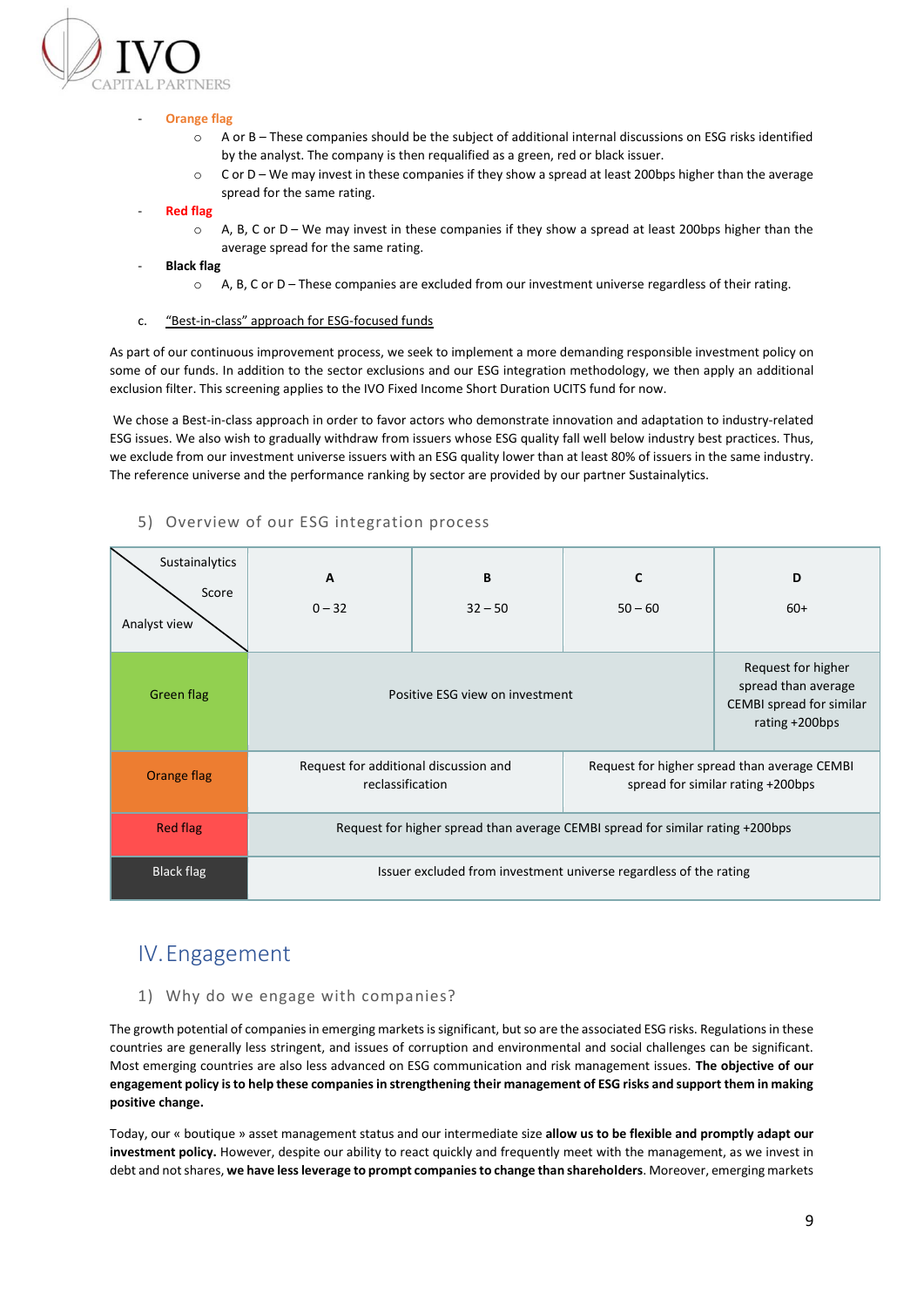- **Orange flag**
  - A or B – These companies should be the subject of additional internal discussions on ESG risks identified by the analyst. The company is then requalified as a green, red or black issuer.
  - C or D – We may invest in these companies if they show a spread at least 200bps higher than the average spread for the same rating.
- **Red flag**
  - A, B, C or D – We may invest in these companies if they show a spread at least 200bps higher than the average spread for the same rating.
- **Black flag**
  - A, B, C or D – These companies are excluded from our investment universe regardless of their rating.

c. "Best-in-class" approach for ESG-focused funds

As part of our continuous improvement process, we seek to implement a more demanding responsible investment policy on some of our funds. In addition to the sector exclusions and our ESG integration methodology, we then apply an additional exclusion filter. This screening applies to the IVO Fixed Income Short Duration UCITS fund for now.

We chose a Best-in-class approach in order to favor actors who demonstrate innovation and adaptation to industry-related ESG issues. We also wish to gradually withdraw from issuers whose ESG quality fall well below industry best practices. Thus, we exclude from our investment universe issuers with an ESG quality lower than at least 80% of issuers in the same industry. The reference universe and the performance ranking by sector are provided by our partner Sustainalytics.

### 5) Overview of our ESG integration process

| Sustainalytics Score / Analyst view | A<br>0 – 32 | B<br>32 – 50 | C<br>50 – 60 | D<br>60+ |
|---|---|---|---|---|
| Green flag | Positive ESG view on investment | | | Request for higher spread than average CEMBI spread for similar rating +200bps |
| Orange flag | Request for additional discussion and reclassification | | Request for higher spread than average CEMBI spread for similar rating +200bps | |
| Red flag | Request for higher spread than average CEMBI spread for similar rating +200bps | | | |
| Black flag | Issuer excluded from investment universe regardless of the rating | | | |

## IV. Engagement

### 1) Why do we engage with companies?

The growth potential of companies in emerging markets is significant, but so are the associated ESG risks. Regulations in these countries are generally less stringent, and issues of corruption and environmental and social challenges can be significant. Most emerging countries are also less advanced on ESG communication and risk management issues. **The objective of our engagement policy is to help these companies in strengthening their management of ESG risks and support them in making positive change.**

Today, our « boutique » asset management status and our intermediate size **allow us to be flexible and promptly adapt our investment policy.** However, despite our ability to react quickly and frequently meet with the management, as we invest in debt and not shares, **we have less leverage to prompt companies to change than shareholders**. Moreover, emerging markets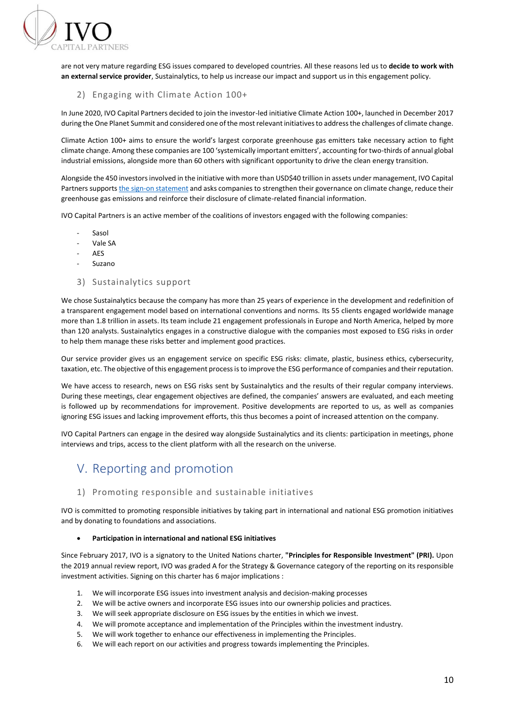are not very mature regarding ESG issues compared to developed countries. All these reasons led us to **decide to work with an external service provider**, Sustainalytics, to help us increase our impact and support us in this engagement policy.

### 2) Engaging with Climate Action 100+

In June 2020, IVO Capital Partners decided to join the investor-led initiative Climate Action 100+, launched in December 2017 during the One Planet Summit and considered one of the most relevant initiatives to address the challenges of climate change.

Climate Action 100+ aims to ensure the world's largest corporate greenhouse gas emitters take necessary action to fight climate change. Among these companies are 100 'systemically important emitters', accounting for two-thirds of annual global industrial emissions, alongside more than 60 others with significant opportunity to drive the clean energy transition.

Alongside the 450 investors involved in the initiative with more than USD$40 trillion in assets under management, IVO Capital Partners supports the sign-on statement and asks companies to strengthen their governance on climate change, reduce their greenhouse gas emissions and reinforce their disclosure of climate-related financial information.

IVO Capital Partners is an active member of the coalitions of investors engaged with the following companies:

- Sasol
- Vale SA
- AES
- Suzano

### 3) Sustainalytics support

We chose Sustainalytics because the company has more than 25 years of experience in the development and redefinition of a transparent engagement model based on international conventions and norms. Its 55 clients engaged worldwide manage more than 1.8 trillion in assets. Its team include 21 engagement professionals in Europe and North America, helped by more than 120 analysts. Sustainalytics engages in a constructive dialogue with the companies most exposed to ESG risks in order to help them manage these risks better and implement good practices.

Our service provider gives us an engagement service on specific ESG risks: climate, plastic, business ethics, cybersecurity, taxation, etc. The objective of this engagement process is to improve the ESG performance of companies and their reputation.

We have access to research, news on ESG risks sent by Sustainalytics and the results of their regular company interviews. During these meetings, clear engagement objectives are defined, the companies' answers are evaluated, and each meeting is followed up by recommendations for improvement. Positive developments are reported to us, as well as companies ignoring ESG issues and lacking improvement efforts, this thus becomes a point of increased attention on the company.

IVO Capital Partners can engage in the desired way alongside Sustainalytics and its clients: participation in meetings, phone interviews and trips, access to the client platform with all the research on the universe.

## V. Reporting and promotion

### 1) Promoting responsible and sustainable initiatives

IVO is committed to promoting responsible initiatives by taking part in international and national ESG promotion initiatives and by donating to foundations and associations.

- **Participation in international and national ESG initiatives**

Since February 2017, IVO is a signatory to the United Nations charter, **"Principles for Responsible Investment" (PRI).** Upon the 2019 annual review report, IVO was graded A for the Strategy & Governance category of the reporting on its responsible investment activities. Signing on this charter has 6 major implications :

1. We will incorporate ESG issues into investment analysis and decision-making processes
2. We will be active owners and incorporate ESG issues into our ownership policies and practices.
3. We will seek appropriate disclosure on ESG issues by the entities in which we invest.
4. We will promote acceptance and implementation of the Principles within the investment industry.
5. We will work together to enhance our effectiveness in implementing the Principles.
6. We will each report on our activities and progress towards implementing the Principles.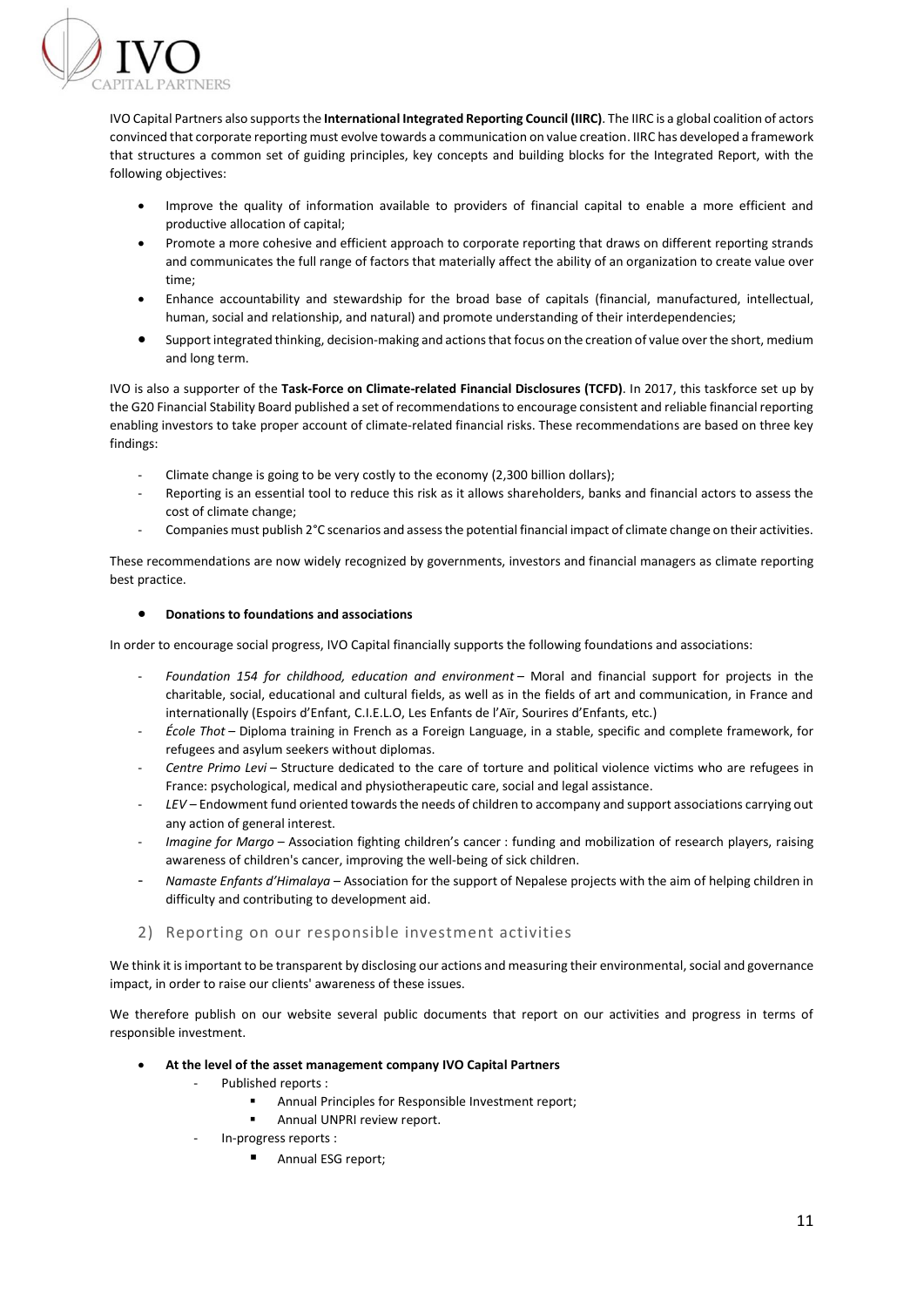IVO Capital Partners also supports the **International Integrated Reporting Council (IIRC)**. The IIRC is a global coalition of actors convinced that corporate reporting must evolve towards a communication on value creation. IIRC has developed a framework that structures a common set of guiding principles, key concepts and building blocks for the Integrated Report, with the following objectives:

- Improve the quality of information available to providers of financial capital to enable a more efficient and productive allocation of capital;
- Promote a more cohesive and efficient approach to corporate reporting that draws on different reporting strands and communicates the full range of factors that materially affect the ability of an organization to create value over time;
- Enhance accountability and stewardship for the broad base of capitals (financial, manufactured, intellectual, human, social and relationship, and natural) and promote understanding of their interdependencies;
- Support integrated thinking, decision-making and actions that focus on the creation of value over the short, medium and long term.

IVO is also a supporter of the **Task-Force on Climate-related Financial Disclosures (TCFD)**. In 2017, this taskforce set up by the G20 Financial Stability Board published a set of recommendations to encourage consistent and reliable financial reporting enabling investors to take proper account of climate-related financial risks. These recommendations are based on three key findings:

- Climate change is going to be very costly to the economy (2,300 billion dollars);
- Reporting is an essential tool to reduce this risk as it allows shareholders, banks and financial actors to assess the cost of climate change;
- Companies must publish 2°C scenarios and assess the potential financial impact of climate change on their activities.

These recommendations are now widely recognized by governments, investors and financial managers as climate reporting best practice.

- **Donations to foundations and associations**

In order to encourage social progress, IVO Capital financially supports the following foundations and associations:

- *Foundation 154 for childhood, education and environment* – Moral and financial support for projects in the charitable, social, educational and cultural fields, as well as in the fields of art and communication, in France and internationally (Espoirs d'Enfant, C.I.E.L.O, Les Enfants de l'Aïr, Sourires d'Enfants, etc.)
- *École Thot* – Diploma training in French as a Foreign Language, in a stable, specific and complete framework, for refugees and asylum seekers without diplomas.
- *Centre Primo Levi* – Structure dedicated to the care of torture and political violence victims who are refugees in France: psychological, medical and physiotherapeutic care, social and legal assistance.
- *LEV* – Endowment fund oriented towards the needs of children to accompany and support associations carrying out any action of general interest.
- *Imagine for Margo* – Association fighting children's cancer : funding and mobilization of research players, raising awareness of children's cancer, improving the well-being of sick children.
- *Namaste Enfants d'Himalaya* – Association for the support of Nepalese projects with the aim of helping children in difficulty and contributing to development aid.

## 2) Reporting on our responsible investment activities

We think it is important to be transparent by disclosing our actions and measuring their environmental, social and governance impact, in order to raise our clients' awareness of these issues.

We therefore publish on our website several public documents that report on our activities and progress in terms of responsible investment.

- **At the level of the asset management company IVO Capital Partners**
  - Published reports :
    - Annual Principles for Responsible Investment report;
    - Annual UNPRI review report.
  - In-progress reports :
    - Annual ESG report;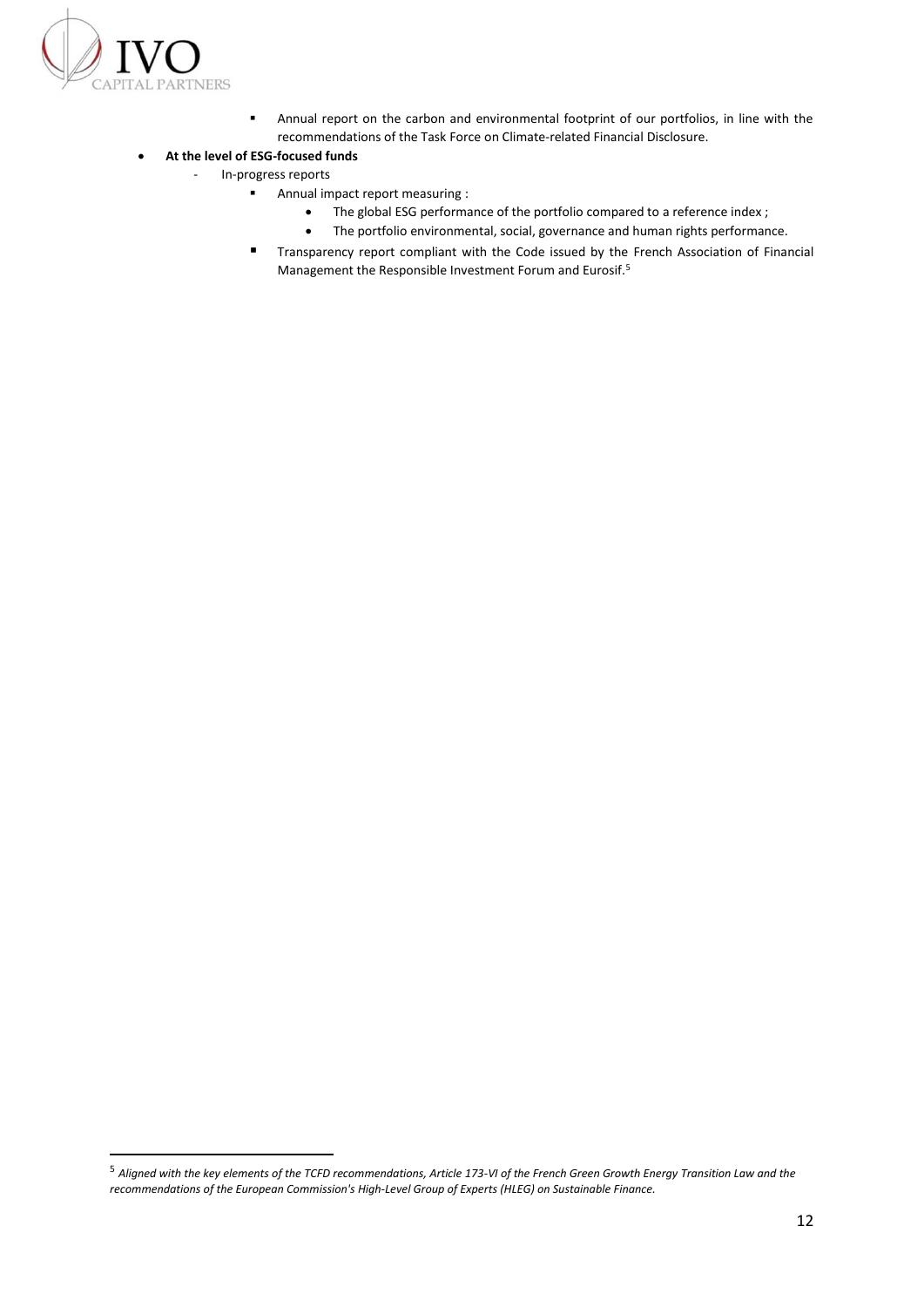- Annual report on the carbon and environmental footprint of our portfolios, in line with the recommendations of the Task Force on Climate-related Financial Disclosure.

- **At the level of ESG-focused funds**
  - In-progress reports
    - Annual impact report measuring :
      - The global ESG performance of the portfolio compared to a reference index ;
      - The portfolio environmental, social, governance and human rights performance.
    - Transparency report compliant with the Code issued by the French Association of Financial Management the Responsible Investment Forum and Eurosif.[5]

---

[5] *Aligned with the key elements of the TCFD recommendations, Article 173-VI of the French Green Growth Energy Transition Law and the recommendations of the European Commission's High-Level Group of Experts (HLEG) on Sustainable Finance.*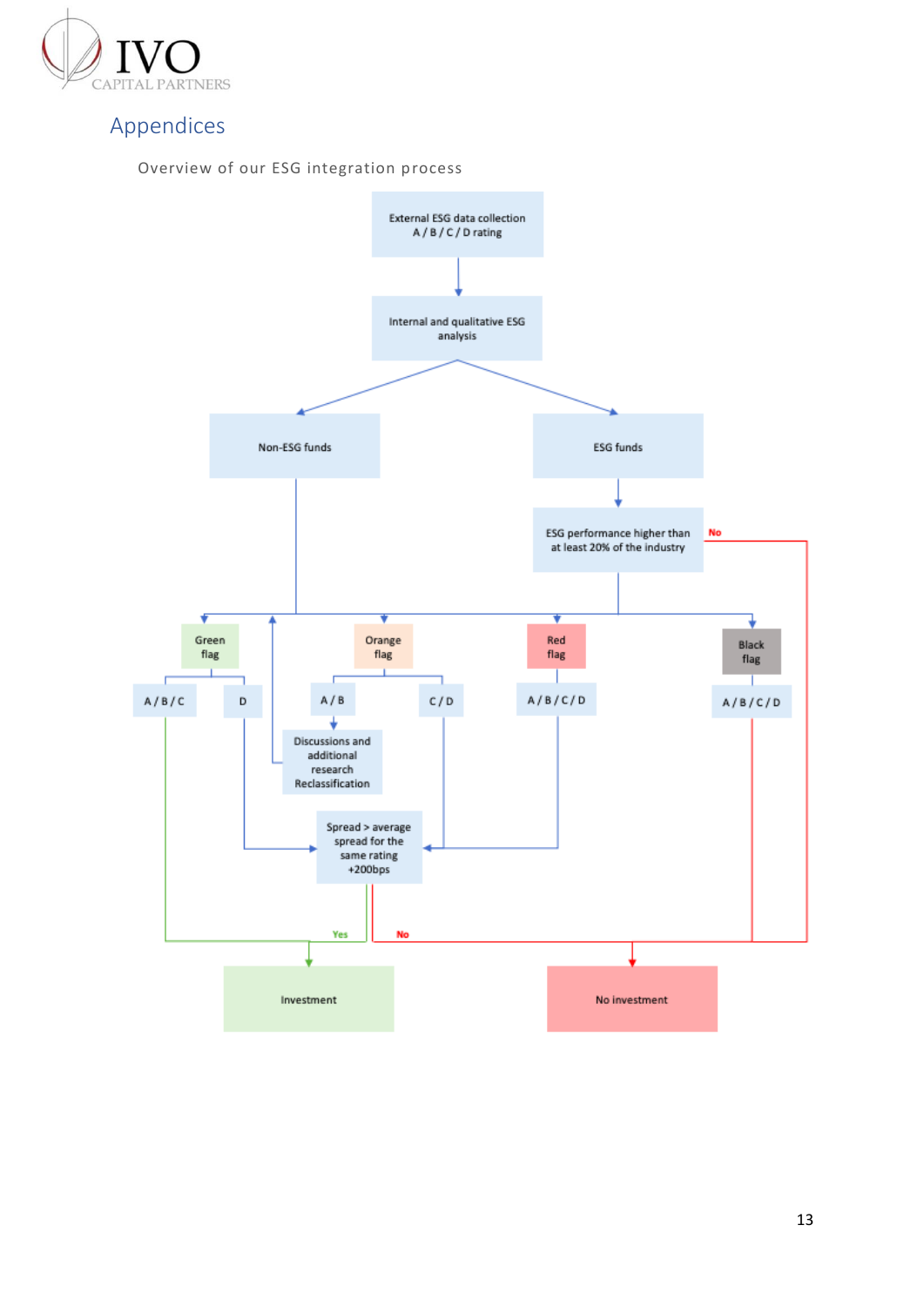# Appendices

Overview of our ESG integration process

External ESG data collection
A / B / C / D rating

Internal and qualitative ESG analysis

Non-ESG funds

ESG funds

ESG performance higher than at least 20% of the industry

No

Green flag

Orange flag

Red flag

Black flag

A / B / C

D

A / B

C / D

A / B / C / D

A / B / C / D

Discussions and additional research Reclassification

Spread > average spread for the same rating +200bps

Yes

No

Investment

No investment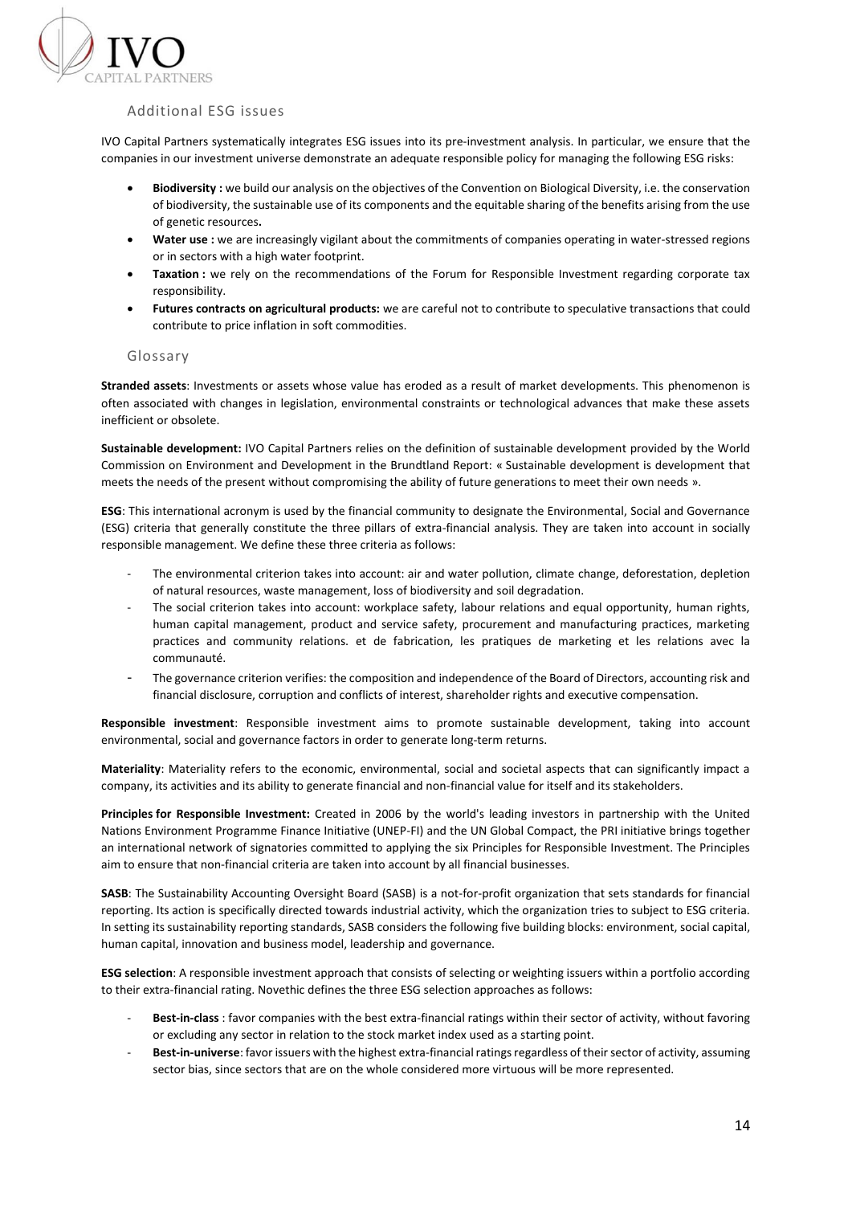## Additional ESG issues

IVO Capital Partners systematically integrates ESG issues into its pre-investment analysis. In particular, we ensure that the companies in our investment universe demonstrate an adequate responsible policy for managing the following ESG risks:

- **Biodiversity :** we build our analysis on the objectives of the Convention on Biological Diversity, i.e. the conservation of biodiversity, the sustainable use of its components and the equitable sharing of the benefits arising from the use of genetic resources**.**
- **Water use :** we are increasingly vigilant about the commitments of companies operating in water-stressed regions or in sectors with a high water footprint.
- **Taxation :** we rely on the recommendations of the Forum for Responsible Investment regarding corporate tax responsibility.
- **Futures contracts on agricultural products:** we are careful not to contribute to speculative transactions that could contribute to price inflation in soft commodities.

## Glossary

**Stranded assets**: Investments or assets whose value has eroded as a result of market developments. This phenomenon is often associated with changes in legislation, environmental constraints or technological advances that make these assets inefficient or obsolete.

**Sustainable development:** IVO Capital Partners relies on the definition of sustainable development provided by the World Commission on Environment and Development in the Brundtland Report: « Sustainable development is development that meets the needs of the present without compromising the ability of future generations to meet their own needs ».

**ESG**: This international acronym is used by the financial community to designate the Environmental, Social and Governance (ESG) criteria that generally constitute the three pillars of extra-financial analysis. They are taken into account in socially responsible management. We define these three criteria as follows:

- The environmental criterion takes into account: air and water pollution, climate change, deforestation, depletion of natural resources, waste management, loss of biodiversity and soil degradation.
- The social criterion takes into account: workplace safety, labour relations and equal opportunity, human rights, human capital management, product and service safety, procurement and manufacturing practices, marketing practices and community relations. et de fabrication, les pratiques de marketing et les relations avec la communauté.
- The governance criterion verifies: the composition and independence of the Board of Directors, accounting risk and financial disclosure, corruption and conflicts of interest, shareholder rights and executive compensation.

**Responsible investment**: Responsible investment aims to promote sustainable development, taking into account environmental, social and governance factors in order to generate long-term returns.

**Materiality**: Materiality refers to the economic, environmental, social and societal aspects that can significantly impact a company, its activities and its ability to generate financial and non-financial value for itself and its stakeholders.

**Principles for Responsible Investment:** Created in 2006 by the world's leading investors in partnership with the United Nations Environment Programme Finance Initiative (UNEP-FI) and the UN Global Compact, the PRI initiative brings together an international network of signatories committed to applying the six Principles for Responsible Investment. The Principles aim to ensure that non-financial criteria are taken into account by all financial businesses.

**SASB**: The Sustainability Accounting Oversight Board (SASB) is a not-for-profit organization that sets standards for financial reporting. Its action is specifically directed towards industrial activity, which the organization tries to subject to ESG criteria. In setting its sustainability reporting standards, SASB considers the following five building blocks: environment, social capital, human capital, innovation and business model, leadership and governance.

**ESG selection**: A responsible investment approach that consists of selecting or weighting issuers within a portfolio according to their extra-financial rating. Novethic defines the three ESG selection approaches as follows:

- **Best-in-class** : favor companies with the best extra-financial ratings within their sector of activity, without favoring or excluding any sector in relation to the stock market index used as a starting point.
- **Best-in-universe**: favor issuers with the highest extra-financial ratings regardless of their sector of activity, assuming sector bias, since sectors that are on the whole considered more virtuous will be more represented.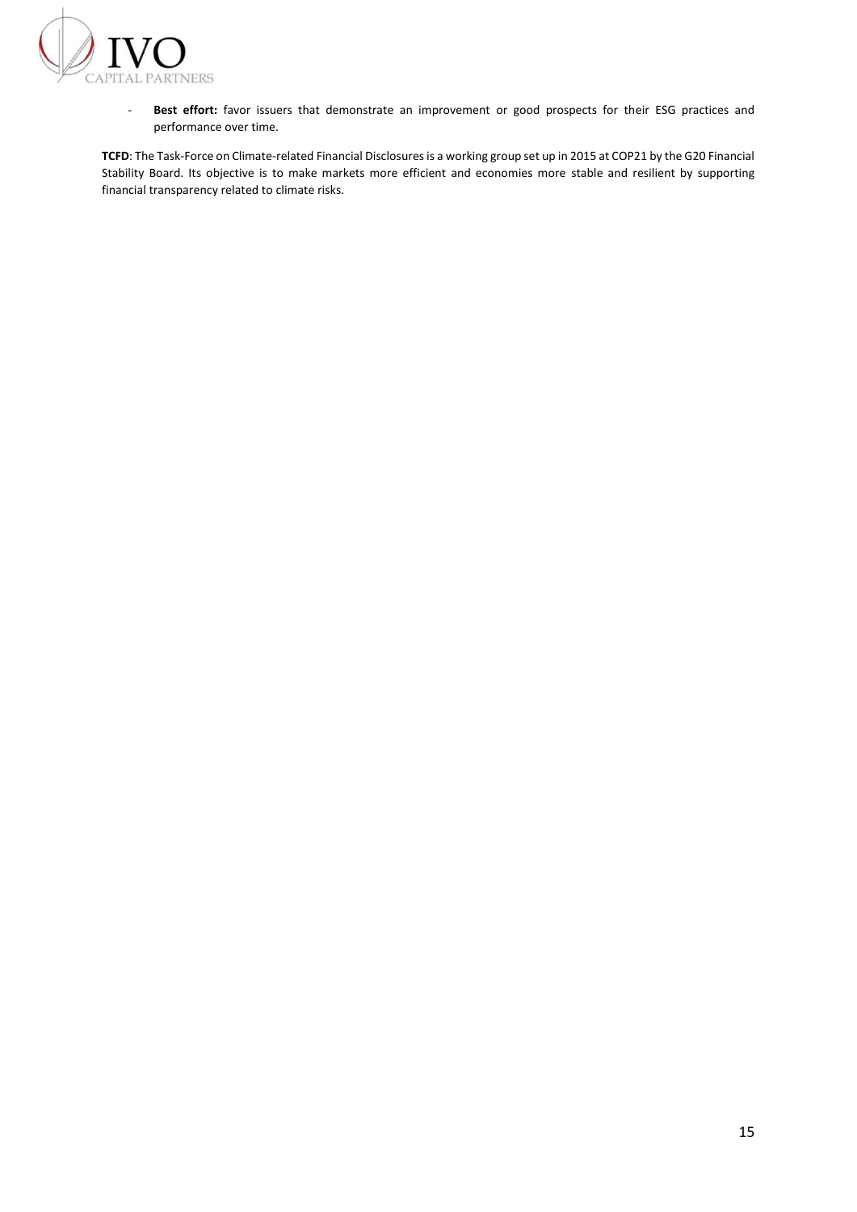- **Best effort:** favor issuers that demonstrate an improvement or good prospects for their ESG practices and performance over time.

**TCFD**: The Task-Force on Climate-related Financial Disclosures is a working group set up in 2015 at COP21 by the G20 Financial Stability Board. Its objective is to make markets more efficient and economies more stable and resilient by supporting financial transparency related to climate risks.